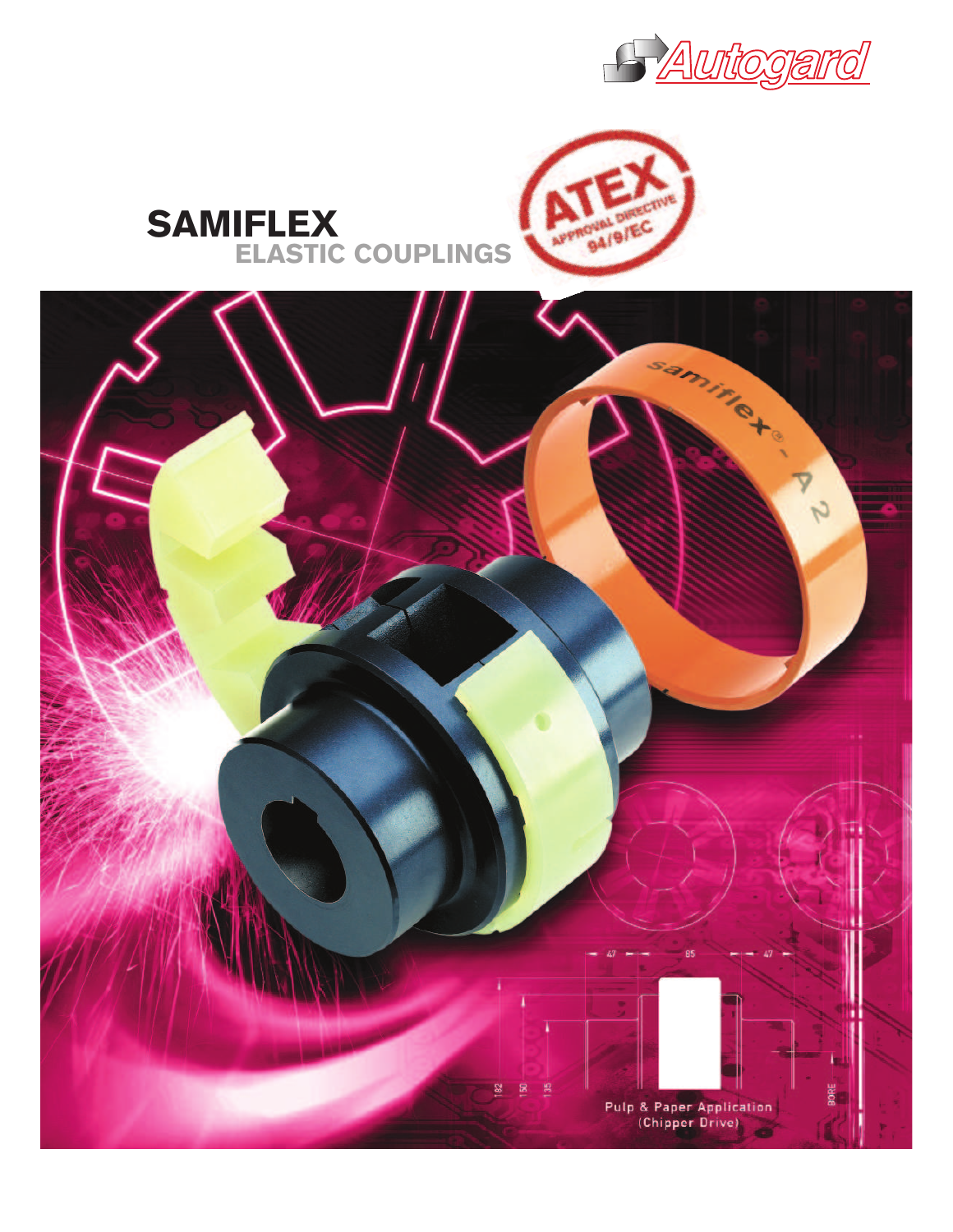Autogard

# SAMIFLEX

## ELASTIC COUPLINGS

ATEX APPROVAL DIRECTIVE 94/9/EC

Pulp & Paper Application (Chipper Drive)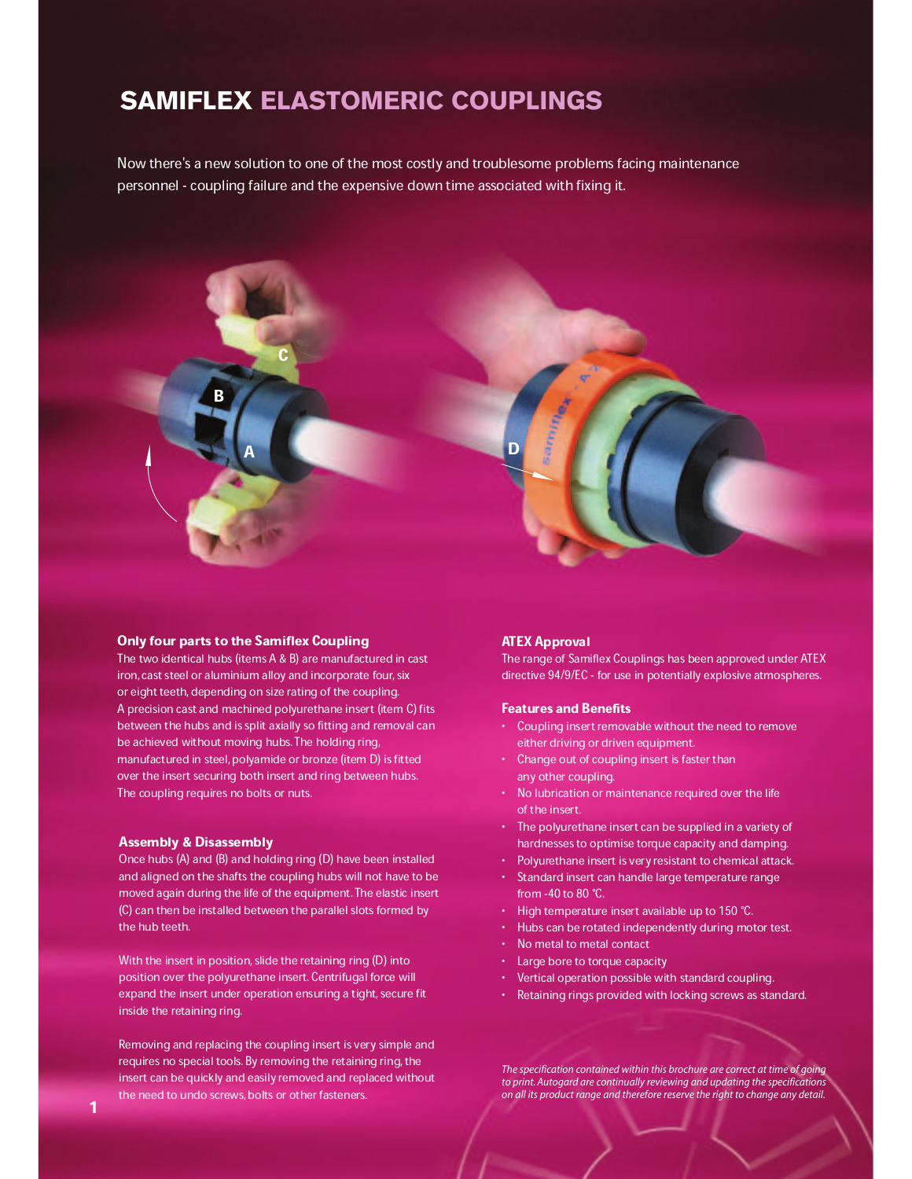# SAMIFLEX ELASTOMERIC COUPLINGS

Now there's a new solution to one of the most costly and troublesome problems facing maintenance personnel - coupling failure and the expensive down time associated with fixing it.

### Only four parts to the Samiflex Coupling

The two identical hubs (items A & B) are manufactured in cast iron, cast steel or aluminium alloy and incorporate four, six or eight teeth, depending on size rating of the coupling. A precision cast and machined polyurethane insert (item C) fits between the hubs and is split axially so fitting and removal can be achieved without moving hubs. The holding ring, manufactured in steel, polyamide or bronze (item D) is fitted over the insert securing both insert and ring between hubs. The coupling requires no bolts or nuts.

### Assembly & Disassembly

Once hubs (A) and (B) and holding ring (D) have been installed and aligned on the shafts the coupling hubs will not have to be moved again during the life of the equipment. The elastic insert (C) can then be installed between the parallel slots formed by the hub teeth.

With the insert in position, slide the retaining ring (D) into position over the polyurethane insert. Centrifugal force will expand the insert under operation ensuring a tight, secure fit inside the retaining ring.

Removing and replacing the coupling insert is very simple and requires no special tools. By removing the retaining ring, the insert can be quickly and easily removed and replaced without the need to undo screws, bolts or other fasteners.

### ATEX Approval

The range of Samiflex Couplings has been approved under ATEX directive 94/9/EC - for use in potentially explosive atmospheres.

### Features and Benefits

- Coupling insert removable without the need to remove either driving or driven equipment.
- Change out of coupling insert is faster than any other coupling.
- No lubrication or maintenance required over the life of the insert.
- The polyurethane insert can be supplied in a variety of hardnesses to optimise torque capacity and damping.
- Polyurethane insert is very resistant to chemical attack.
- Standard insert can handle large temperature range from -40 to 80 °C.
- High temperature insert available up to 150 °C.
- Hubs can be rotated independently during motor test.
- No metal to metal contact
- Large bore to torque capacity
- Vertical operation possible with standard coupling.
- Retaining rings provided with locking screws as standard.

*The specification contained within this brochure are correct at time of going to print. Autogard are continually reviewing and updating the specifications on all its product range and therefore reserve the right to change any detail.*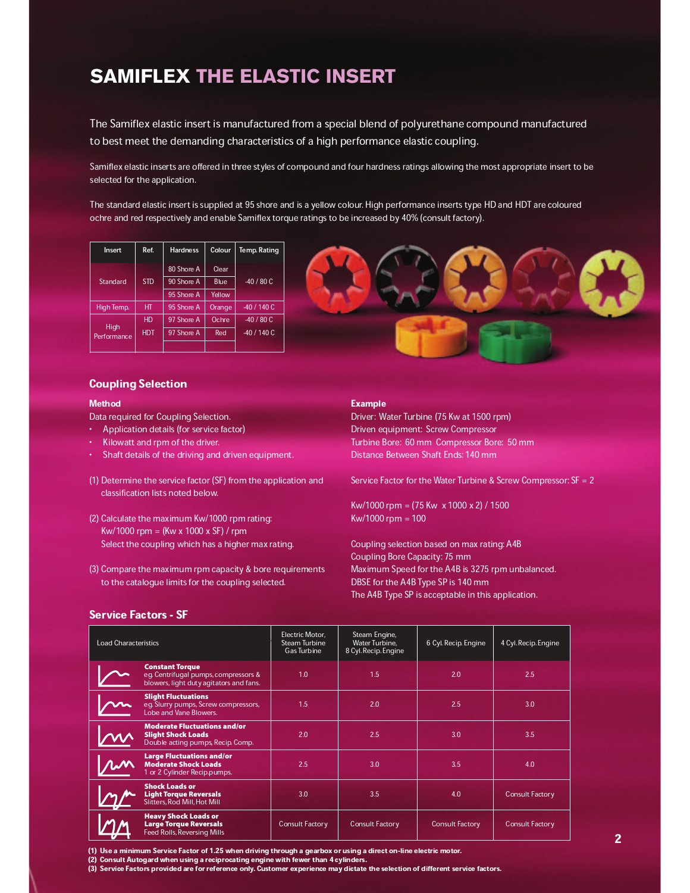# SAMIFLEX THE ELASTIC INSERT

The Samiflex elastic insert is manufactured from a special blend of polyurethane compound manufactured to best meet the demanding characteristics of a high performance elastic coupling.

Samiflex elastic inserts are offered in three styles of compound and four hardness ratings allowing the most appropriate insert to be selected for the application.

The standard elastic insert is supplied at 95 shore and is a yellow colour. High performance inserts type HD and HDT are coloured ochre and red respectively and enable Samiflex torque ratings to be increased by 40% (consult factory).

| Insert | Ref. | Hardness | Colour | Temp. Rating |
|---|---|---|---|---|
| Standard | STD | 80 Shore A | Clear | -40 / 80 C |
| | | 90 Shore A | Blue | |
| | | 95 Shore A | Yellow | |
| High Temp. | HT | 95 Shore A | Orange | -40 / 140 C |
| High Performance | HD | 97 Shore A | Ochre | -40 / 80 C |
| | HDT | 97 Shore A | Red | -40 / 140 C |

## Coupling Selection

### Method

Data required for Coupling Selection.

- Application details (for service factor)
- Kilowatt and rpm of the driver.
- Shaft details of the driving and driven equipment.

(1) Determine the service factor (SF) from the application and classification lists noted below.

(2) Calculate the maximum Kw/1000 rpm rating:
Kw/1000 rpm = (Kw x 1000 x SF) / rpm
Select the coupling which has a higher max rating.

(3) Compare the maximum rpm capacity & bore requirements to the catalogue limits for the coupling selected.

### Example

Driver: Water Turbine (75 Kw at 1500 rpm)
Driven equipment: Screw Compressor
Turbine Bore: 60 mm Compressor Bore: 50 mm
Distance Between Shaft Ends: 140 mm

Service Factor for the Water Turbine & Screw Compressor: SF = 2

Kw/1000 rpm = (75 Kw x 1000 x 2) / 1500
Kw/1000 rpm = 100

Coupling selection based on max rating: A4B
Coupling Bore Capacity: 75 mm
Maximum Speed for the A4B is 3275 rpm unbalanced.
DBSE for the A4B Type SP is 140 mm
The A4B Type SP is acceptable in this application.

## Service Factors - SF

| Load Characteristics | Electric Motor, Steam Turbine Gas Turbine | Steam Engine, Water Turbine, 8 Cyl. Recip. Engine | 6 Cyl. Recip. Engine | 4 Cyl. Recip. Engine |
|---|---|---|---|---|
| **Constant Torque** eg. Centrifugal pumps, compressors & blowers, light duty agitators and fans. | 1.0 | 1.5 | 2.0 | 2.5 |
| **Slight Fluctuations** eg. Slurry pumps, Screw compressors, Lobe and Vane Blowers. | 1.5 | 2.0 | 2.5 | 3.0 |
| **Moderate Fluctuations and/or Slight Shock Loads** Double acting pumps, Recip. Comp. | 2.0 | 2.5 | 3.0 | 3.5 |
| **Large Fluctuations and/or Moderate Shock Loads** 1 or 2 Cylinder Recip.pumps. | 2.5 | 3.0 | 3.5 | 4.0 |
| **Shock Loads or Light Torque Reversals** Slitters, Rod Mill, Hot Mill | 3.0 | 3.5 | 4.0 | Consult Factory |
| **Heavy Shock Loads or Large Torque Reversals** Feed Rolls, Reversing Mills | Consult Factory | Consult Factory | Consult Factory | Consult Factory |

**(1) Use a minimum Service Factor of 1.25 when driving through a gearbox or using a direct on-line electric motor.**
**(2) Consult Autogard when using a reciprocating engine with fewer than 4 cylinders.**
**(3) Service Factors provided are for reference only. Customer experience may dictate the selection of different service factors.**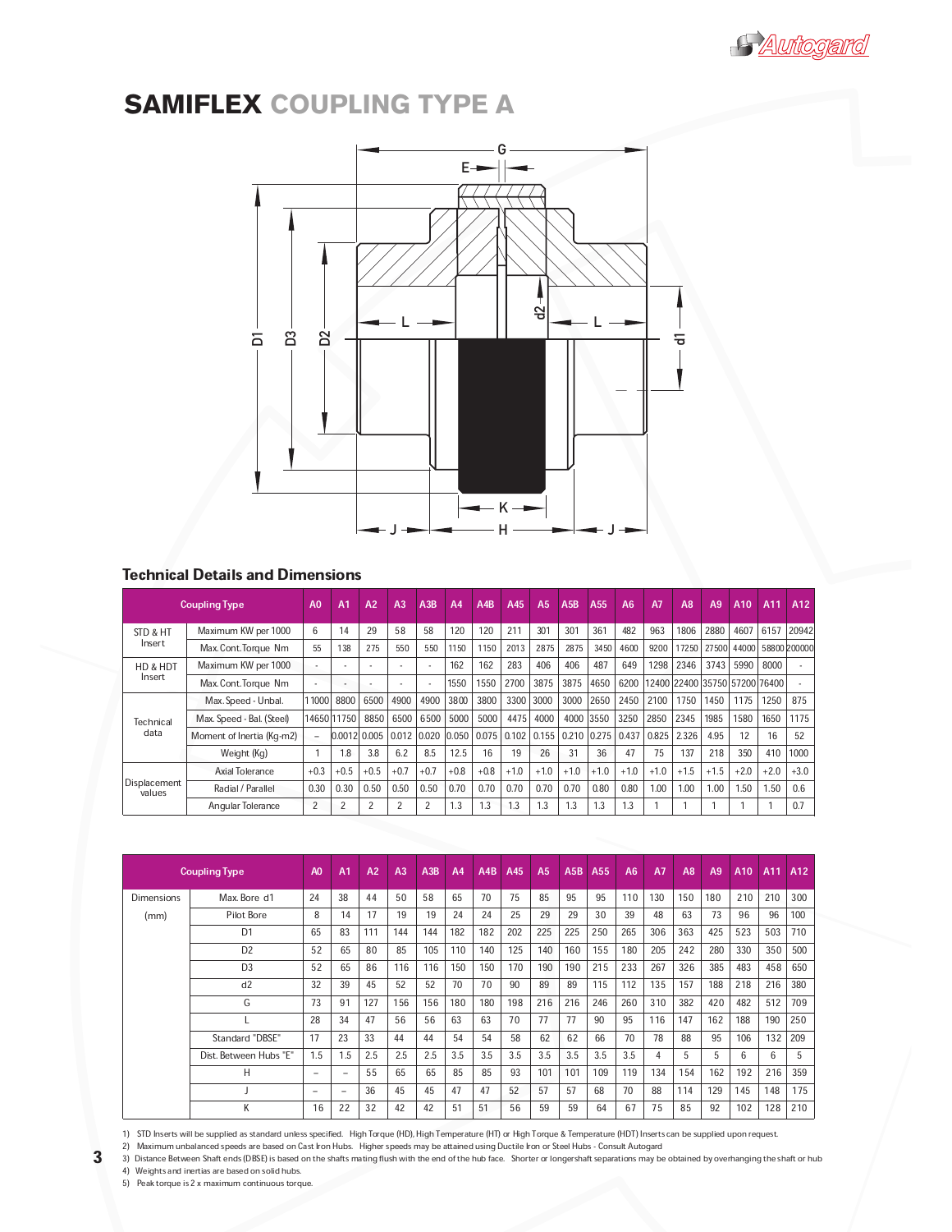# SAMIFLEX COUPLING TYPE A

## Technical Details and Dimensions

| Coupling Type | | A0 | A1 | A2 | A3 | A3B | A4 | A4B | A45 | A5 | A5B | A55 | A6 | A7 | A8 | A9 | A10 | A11 | A12 |
|---|---|---|---|---|---|---|---|---|---|---|---|---|---|---|---|---|---|---|---|
| STD & HT Insert | Maximum KW per 1000 | 6 | 14 | 29 | 58 | 58 | 120 | 120 | 211 | 301 | 301 | 361 | 482 | 963 | 1806 | 2880 | 4607 | 6157 | 20942 |
| | Max.Cont.Torque Nm | 55 | 138 | 275 | 550 | 550 | 1150 | 1150 | 2013 | 2875 | 2875 | 3450 | 4600 | 9200 | 17250 | 27500 | 44000 | 58800 | 200000 |
| HD & HDT Insert | Maximum KW per 1000 | - | - | - | - | - | 162 | 162 | 283 | 406 | 406 | 487 | 649 | 1298 | 2346 | 3743 | 5990 | 8000 | - |
| | Max.Cont.Torque Nm | - | - | - | - | - | 1550 | 1550 | 2700 | 3875 | 3875 | 4650 | 6200 | 12400 | 22400 | 35750 | 57200 | 76400 | - |
| Technical data | Max.Speed - Unbal. | 11000 | 8800 | 6500 | 4900 | 4900 | 3800 | 3800 | 3300 | 3000 | 3000 | 2650 | 2450 | 2100 | 1750 | 1450 | 1175 | 1250 | 875 |
| | Max.Speed - Bal.(Steel) | 14650 | 11750 | 8850 | 6500 | 6500 | 5000 | 5000 | 4475 | 4000 | 4000 | 3550 | 3250 | 2850 | 2345 | 1985 | 1580 | 1650 | 1175 |
| | Moment of Inertia (Kg-m2) | – | 0.0012 | 0.005 | 0.012 | 0.020 | 0.050 | 0.075 | 0.102 | 0.155 | 0.210 | 0.275 | 0.437 | 0.825 | 2.326 | 4.95 | 12 | 16 | 52 |
| | Weight (Kg) | 1 | 1.8 | 3.8 | 6.2 | 8.5 | 12.5 | 16 | 19 | 26 | 31 | 36 | 47 | 75 | 137 | 218 | 350 | 410 | 1000 |
| Displacement values | Axial Tolerance | +0.3 | +0.5 | +0.5 | +0.7 | +0.7 | +0.8 | +0.8 | +1.0 | +1.0 | +1.0 | +1.0 | +1.0 | +1.0 | +1.5 | +1.5 | +2.0 | +2.0 | +3.0 |
| | Radial / Parallel | 0.30 | 0.30 | 0.50 | 0.50 | 0.50 | 0.70 | 0.70 | 0.70 | 0.70 | 0.70 | 0.80 | 0.80 | 1.00 | 1.00 | 1.00 | 1.50 | 1.50 | 0.6 |
| | Angular Tolerance | 2 | 2 | 2 | 2 | 2 | 1.3 | 1.3 | 1.3 | 1.3 | 1.3 | 1.3 | 1.3 | 1 | 1 | 1 | 1 | 1 | 0.7 |

| Coupling Type | | A0 | A1 | A2 | A3 | A3B | A4 | A4B | A45 | A5 | A5B | A55 | A6 | A7 | A8 | A9 | A10 | A11 | A12 |
|---|---|---|---|---|---|---|---|---|---|---|---|---|---|---|---|---|---|---|---|
| Dimensions (mm) | Max. Bore d1 | 24 | 38 | 44 | 50 | 58 | 65 | 70 | 75 | 85 | 95 | 95 | 110 | 130 | 150 | 180 | 210 | 210 | 300 |
| | Pilot Bore | 8 | 14 | 17 | 19 | 19 | 24 | 24 | 25 | 29 | 29 | 30 | 39 | 48 | 63 | 73 | 96 | 96 | 100 |
| | D1 | 65 | 83 | 111 | 144 | 144 | 182 | 182 | 202 | 225 | 225 | 250 | 265 | 306 | 363 | 425 | 523 | 503 | 710 |
| | D2 | 52 | 65 | 80 | 85 | 105 | 110 | 140 | 125 | 140 | 160 | 155 | 180 | 205 | 242 | 280 | 330 | 350 | 500 |
| | D3 | 52 | 65 | 86 | 116 | 116 | 150 | 150 | 170 | 190 | 190 | 215 | 233 | 267 | 326 | 385 | 483 | 458 | 650 |
| | d2 | 32 | 39 | 45 | 52 | 52 | 70 | 70 | 90 | 89 | 89 | 115 | 112 | 135 | 157 | 188 | 218 | 216 | 380 |
| | G | 73 | 91 | 127 | 156 | 156 | 180 | 180 | 198 | 216 | 216 | 246 | 260 | 310 | 382 | 420 | 482 | 512 | 709 |
| | L | 28 | 34 | 47 | 56 | 56 | 63 | 63 | 70 | 77 | 77 | 90 | 95 | 116 | 147 | 162 | 188 | 190 | 250 |
| | Standard "DBSE" | 17 | 23 | 33 | 44 | 44 | 54 | 54 | 58 | 62 | 62 | 66 | 70 | 78 | 88 | 95 | 106 | 132 | 209 |
| | Dist. Between Hubs "E" | 1.5 | 1.5 | 2.5 | 2.5 | 2.5 | 3.5 | 3.5 | 3.5 | 3.5 | 3.5 | 3.5 | 3.5 | 4 | 5 | 5 | 6 | 6 | 5 |
| | H | – | – | 55 | 65 | 65 | 85 | 85 | 93 | 101 | 101 | 109 | 119 | 134 | 154 | 162 | 192 | 216 | 359 |
| | J | – | – | 36 | 45 | 45 | 47 | 47 | 52 | 57 | 57 | 68 | 70 | 88 | 114 | 129 | 145 | 148 | 175 |
| | K | 16 | 22 | 32 | 42 | 42 | 51 | 51 | 56 | 59 | 59 | 64 | 67 | 75 | 85 | 92 | 102 | 128 | 210 |

1) STD Inserts will be supplied as standard unless specified. High Torque (HD), High Temperature (HT) or High Torque & Temperature (HDT) Inserts can be supplied upon request.
2) Maximum unbalanced speeds are based on Cast Iron Hubs. Higher speeds may be attained using Ductile Iron or Steel Hubs - Consult Autogard
3) Distance Between Shaft ends (DBSE) is based on the shafts mating flush with the end of the hub face. Shorter or longer shaft separations may be obtained by overhanging the shaft or hub
4) Weights and inertias are based on solid hubs.
5) Peak torque is 2 x maximum continuous torque.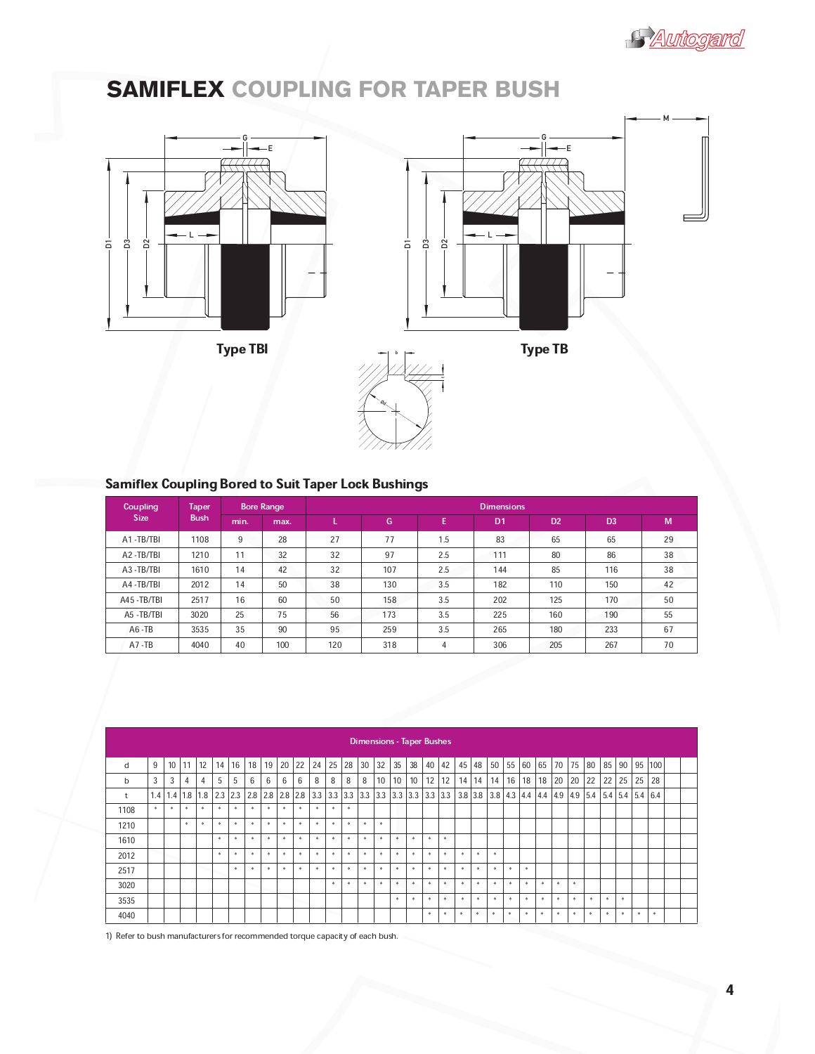# SAMIFLEX COUPLING FOR TAPER BUSH

Type TBI

Type TB

## Samiflex Coupling Bored to Suit Taper Lock Bushings

| Coupling Size | Taper Bush | Bore Range | | Dimensions | | | | | | |
|---|---|---|---|---|---|---|---|---|---|---|
| | | min. | max. | L | G | E | D1 | D2 | D3 | M |
| A1 -TB/TBI | 1108 | 9 | 28 | 27 | 77 | 1.5 | 83 | 65 | 65 | 29 |
| A2 -TB/TBI | 1210 | 11 | 32 | 32 | 97 | 2.5 | 111 | 80 | 86 | 38 |
| A3 -TB/TBI | 1610 | 14 | 42 | 32 | 107 | 2.5 | 144 | 85 | 116 | 38 |
| A4 -TB/TBI | 2012 | 14 | 50 | 38 | 130 | 3.5 | 182 | 110 | 150 | 42 |
| A45 -TB/TBI | 2517 | 16 | 60 | 50 | 158 | 3.5 | 202 | 125 | 170 | 50 |
| A5 -TB/TBI | 3020 | 25 | 75 | 56 | 173 | 3.5 | 225 | 160 | 190 | 55 |
| A6 -TB | 3535 | 35 | 90 | 95 | 259 | 3.5 | 265 | 180 | 233 | 67 |
| A7 -TB | 4040 | 40 | 100 | 120 | 318 | 4 | 306 | 205 | 267 | 70 |

| Dimensions - Taper Bushes | | | | | | | | | | | | | | | | | | | | | | | | | | | | | | | | |
|---|---|---|---|---|---|---|---|---|---|---|---|---|---|---|---|---|---|---|---|---|---|---|---|---|---|---|---|---|---|---|---|---|
| d | 9 | 10 | 11 | 12 | 14 | 16 | 18 | 19 | 20 | 22 | 24 | 25 | 28 | 30 | 32 | 35 | 38 | 40 | 42 | 45 | 48 | 50 | 55 | 60 | 65 | 70 | 75 | 80 | 85 | 90 | 95 | 100 |
| b | 3 | 3 | 4 | 4 | 5 | 5 | 6 | 6 | 6 | 6 | 8 | 8 | 8 | 8 | 10 | 10 | 10 | 12 | 12 | 14 | 14 | 14 | 16 | 18 | 18 | 20 | 20 | 22 | 22 | 25 | 25 | 28 |
| t | 1.4 | 1.4 | 1.8 | 1.8 | 2.3 | 2.3 | 2.8 | 2.8 | 2.8 | 2.8 | 3.3 | 3.3 | 3.3 | 3.3 | 3.3 | 3.3 | 3.3 | 3.3 | 3.3 | 3.8 | 3.8 | 3.8 | 4.3 | 4.4 | 4.4 | 4.9 | 4.9 | 5.4 | 5.4 | 5.4 | 5.4 | 6.4 |
| 1108 | • | • | • | • | • | • | • | • | • | • | • | • | • | | | | | | | | | | | | | | | | | | | |
| 1210 | | | • | • | • | • | • | • | • | • | • | • | • | • | • | | | | | | | | | | | | | | | | | |
| 1610 | | | | | • | • | • | • | • | • | • | • | • | • | • | • | • | • | • | | | | | | | | | | | | | |
| 2012 | | | | | • | • | • | • | • | • | • | • | • | • | • | • | • | • | • | • | • | • | | | | | | | | | | |
| 2517 | | | | | | • | • | • | • | • | • | • | • | • | • | • | • | • | • | • | • | • | • | • | | | | | | | | |
| 3020 | | | | | | | | | | | | • | • | • | • | • | • | • | • | • | • | • | • | • | • | • | • | | | | | |
| 3535 | | | | | | | | | | | | | | | | • | • | • | • | • | • | • | • | • | • | • | • | • | • | • | | |
| 4040 | | | | | | | | | | | | | | | | | | • | • | • | • | • | • | • | • | • | • | • | • | • | • | • |

1) Refer to bush manufacturers for recommended torque capacity of each bush.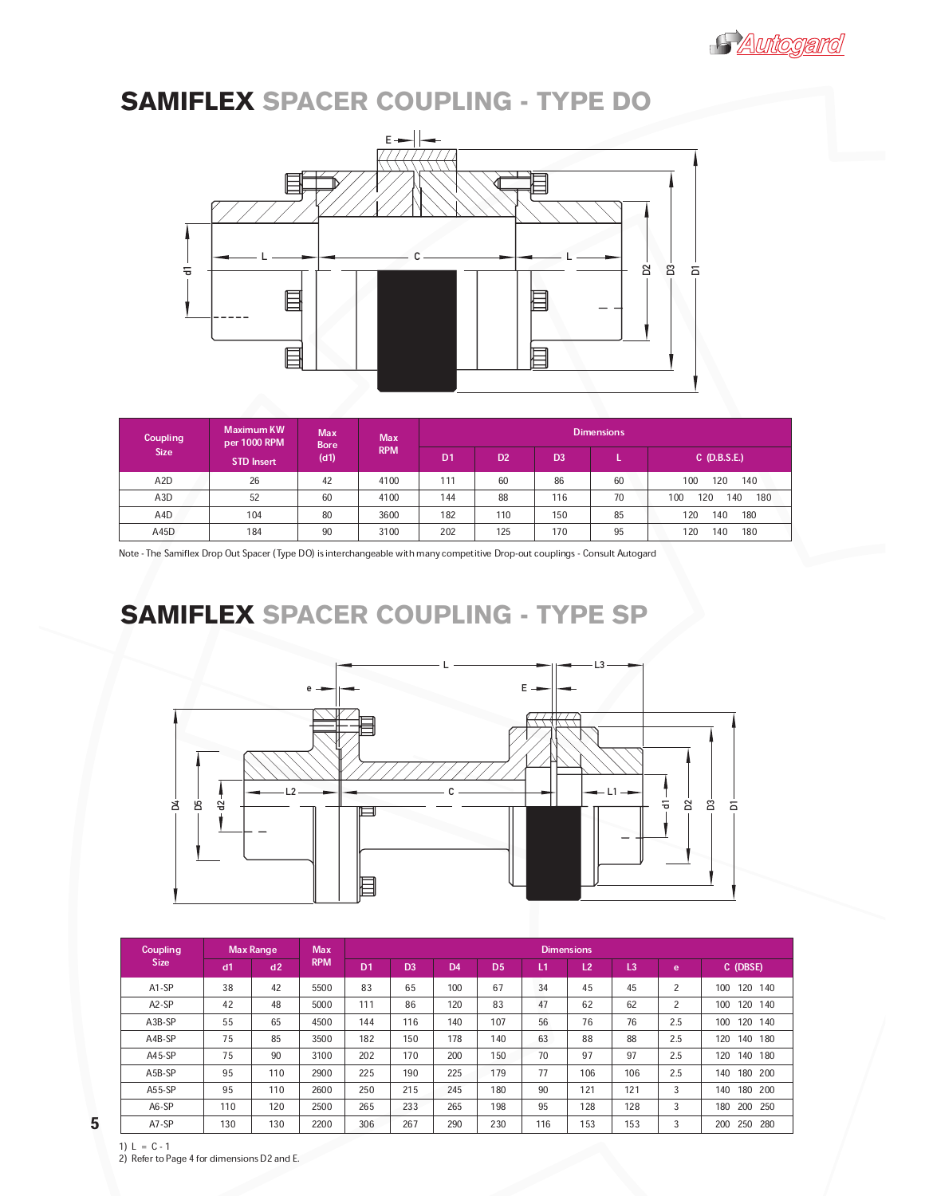## SAMIFLEX SPACER COUPLING - TYPE DO

| Coupling Size | Maximum KW per 1000 RPM STD Insert | Max Bore (d1) | Max RPM | Dimensions | | | | |
|---|---|---|---|---|---|---|---|---|
| | | | | D1 | D2 | D3 | L | C (D.B.S.E.) |
| A2D | 26 | 42 | 4100 | 111 | 60 | 86 | 60 | 100 120 140 |
| A3D | 52 | 60 | 4100 | 144 | 88 | 116 | 70 | 100 120 140 180 |
| A4D | 104 | 80 | 3600 | 182 | 110 | 150 | 85 | 120 140 180 |
| A45D | 184 | 90 | 3100 | 202 | 125 | 170 | 95 | 120 140 180 |

Note - The Samiflex Drop Out Spacer (Type DO) is interchangeable with many competitive Drop-out couplings - Consult Autogard

## SAMIFLEX SPACER COUPLING - TYPE SP

| Coupling Size | Max Range | | Max RPM | Dimensions | | | | | | | | |
|---|---|---|---|---|---|---|---|---|---|---|---|---|
| | d1 | d2 | | D1 | D3 | D4 | D5 | L1 | L2 | L3 | e | C (DBSE) |
| A1-SP | 38 | 42 | 5500 | 83 | 65 | 100 | 67 | 34 | 45 | 45 | 2 | 100 120 140 |
| A2-SP | 42 | 48 | 5000 | 111 | 86 | 120 | 83 | 47 | 62 | 62 | 2 | 100 120 140 |
| A3B-SP | 55 | 65 | 4500 | 144 | 116 | 140 | 107 | 56 | 76 | 76 | 2.5 | 100 120 140 |
| A4B-SP | 75 | 85 | 3500 | 182 | 150 | 178 | 140 | 63 | 88 | 88 | 2.5 | 120 140 180 |
| A45-SP | 75 | 90 | 3100 | 202 | 170 | 200 | 150 | 70 | 97 | 97 | 2.5 | 120 140 180 |
| A5B-SP | 95 | 110 | 2900 | 225 | 190 | 225 | 179 | 77 | 106 | 106 | 2.5 | 140 180 200 |
| A55-SP | 95 | 110 | 2600 | 250 | 215 | 245 | 180 | 90 | 121 | 121 | 3 | 140 180 200 |
| A6-SP | 110 | 120 | 2500 | 265 | 233 | 265 | 198 | 95 | 128 | 128 | 3 | 180 200 250 |
| A7-SP | 130 | 130 | 2200 | 306 | 267 | 290 | 230 | 116 | 153 | 153 | 3 | 200 250 280 |

1) L = C - 1
2) Refer to Page 4 for dimensions D2 and E.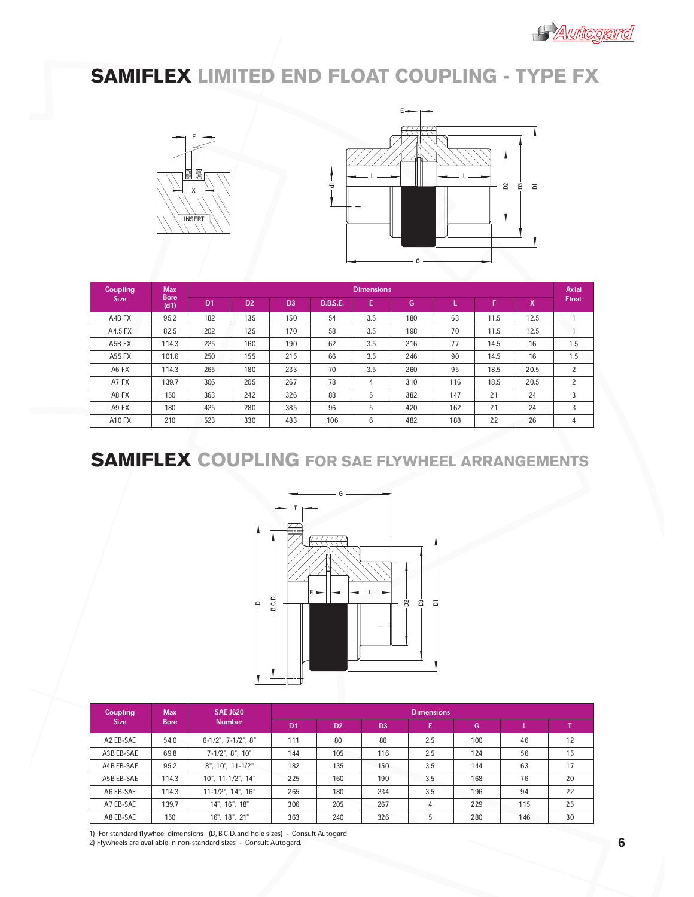# SAMIFLEX LIMITED END FLOAT COUPLING - TYPE FX

| Coupling Size | Max Bore (d1) | Dimensions | | | | | | | | | Axial Float |
|---|---|---|---|---|---|---|---|---|---|---|---|
| | | D1 | D2 | D3 | D.B.S.E. | E | G | L | F | X | |
| A4B FX | 95.2 | 182 | 135 | 150 | 54 | 3.5 | 180 | 63 | 11.5 | 12.5 | 1 |
| A4.5 FX | 82.5 | 202 | 125 | 170 | 58 | 3.5 | 198 | 70 | 11.5 | 12.5 | 1 |
| A5B FX | 114.3 | 225 | 160 | 190 | 62 | 3.5 | 216 | 77 | 14.5 | 16 | 1.5 |
| A55 FX | 101.6 | 250 | 155 | 215 | 66 | 3.5 | 246 | 90 | 14.5 | 16 | 1.5 |
| A6 FX | 114.3 | 265 | 180 | 233 | 70 | 3.5 | 260 | 95 | 18.5 | 20.5 | 2 |
| A7 FX | 139.7 | 306 | 205 | 267 | 78 | 4 | 310 | 116 | 18.5 | 20.5 | 2 |
| A8 FX | 150 | 363 | 242 | 326 | 88 | 5 | 382 | 147 | 21 | 24 | 3 |
| A9 FX | 180 | 425 | 280 | 385 | 96 | 5 | 420 | 162 | 21 | 24 | 3 |
| A10 FX | 210 | 523 | 330 | 483 | 106 | 6 | 482 | 188 | 22 | 26 | 4 |

# SAMIFLEX COUPLING FOR SAE FLYWHEEL ARRANGEMENTS

| Coupling Size | Max Bore | SAE J620 Number | Dimensions | | | | | | |
|---|---|---|---|---|---|---|---|---|---|
| | | | D1 | D2 | D3 | E | G | L | T |
| A2 EB-SAE | 54.0 | 6-1/2", 7-1/2", 8" | 111 | 80 | 86 | 2.5 | 100 | 46 | 12 |
| A3B EB-SAE | 69.8 | 7-1/2", 8", 10" | 144 | 105 | 116 | 2.5 | 124 | 56 | 15 |
| A4B EB-SAE | 95.2 | 8", 10", 11-1/2" | 182 | 135 | 150 | 3.5 | 144 | 63 | 17 |
| A5B EB-SAE | 114.3 | 10", 11-1/2", 14" | 225 | 160 | 190 | 3.5 | 168 | 76 | 20 |
| A6 EB-SAE | 114.3 | 11-1/2", 14", 16" | 265 | 180 | 234 | 3.5 | 196 | 94 | 22 |
| A7 EB-SAE | 139.7 | 14", 16", 18" | 306 | 205 | 267 | 4 | 229 | 115 | 25 |
| A8 EB-SAE | 150 | 16", 18", 21" | 363 | 240 | 326 | 5 | 280 | 146 | 30 |

1) For standard flywheel dimensions (D, B.C.D. and hole sizes) - Consult Autogard
2) Flywheels are available in non-standard sizes - Consult Autogard.